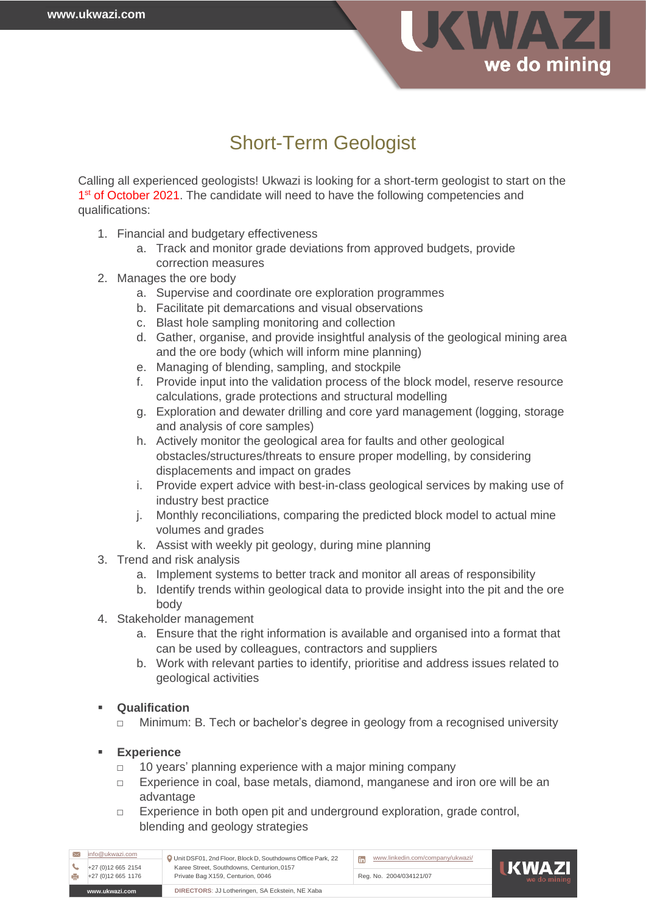# Short-Term Geologist

Calling all experienced geologists! Ukwazi is looking for a short-term geologist to start on the 1st of October 2021. The candidate will need to have the following competencies and qualifications:

1. Financial and budgetary effectiveness
   a. Track and monitor grade deviations from approved budgets, provide correction measures
2. Manages the ore body
   a. Supervise and coordinate ore exploration programmes
   b. Facilitate pit demarcations and visual observations
   c. Blast hole sampling monitoring and collection
   d. Gather, organise, and provide insightful analysis of the geological mining area and the ore body (which will inform mine planning)
   e. Managing of blending, sampling, and stockpile
   f. Provide input into the validation process of the block model, reserve resource calculations, grade protections and structural modelling
   g. Exploration and dewater drilling and core yard management (logging, storage and analysis of core samples)
   h. Actively monitor the geological area for faults and other geological obstacles/structures/threats to ensure proper modelling, by considering displacements and impact on grades
   i. Provide expert advice with best-in-class geological services by making use of industry best practice
   j. Monthly reconciliations, comparing the predicted block model to actual mine volumes and grades
   k. Assist with weekly pit geology, during mine planning
3. Trend and risk analysis
   a. Implement systems to better track and monitor all areas of responsibility
   b. Identify trends within geological data to provide insight into the pit and the ore body
4. Stakeholder management
   a. Ensure that the right information is available and organised into a format that can be used by colleagues, contractors and suppliers
   b. Work with relevant parties to identify, prioritise and address issues related to geological activities

- **Qualification**
  - Minimum: B. Tech or bachelor's degree in geology from a recognised university

- **Experience**
  - 10 years' planning experience with a major mining company
  - Experience in coal, base metals, diamond, manganese and iron ore will be an advantage
  - Experience in both open pit and underground exploration, grade control, blending and geology strategies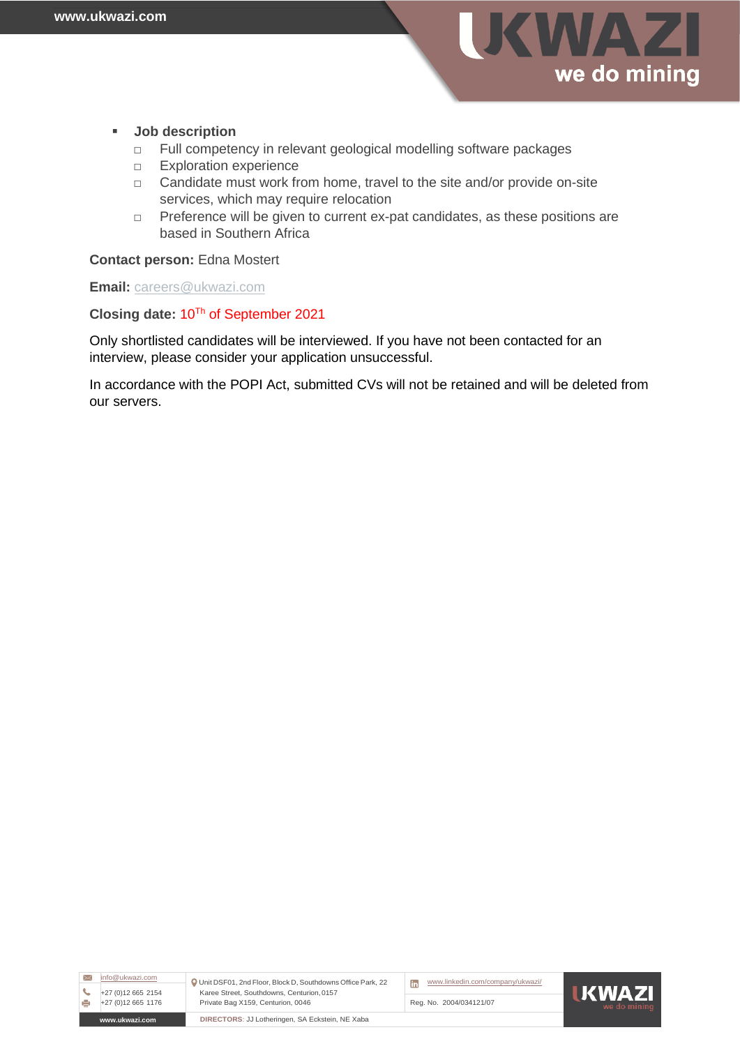- **Job description**
  - Full competency in relevant geological modelling software packages
  - Exploration experience
  - Candidate must work from home, travel to the site and/or provide on-site services, which may require relocation
  - Preference will be given to current ex-pat candidates, as these positions are based in Southern Africa

**Contact person:** Edna Mostert

**Email:** careers@ukwazi.com

**Closing date:** 10Th of September 2021

Only shortlisted candidates will be interviewed. If you have not been contacted for an interview, please consider your application unsuccessful.

In accordance with the POPI Act, submitted CVs will not be retained and will be deleted from our servers.